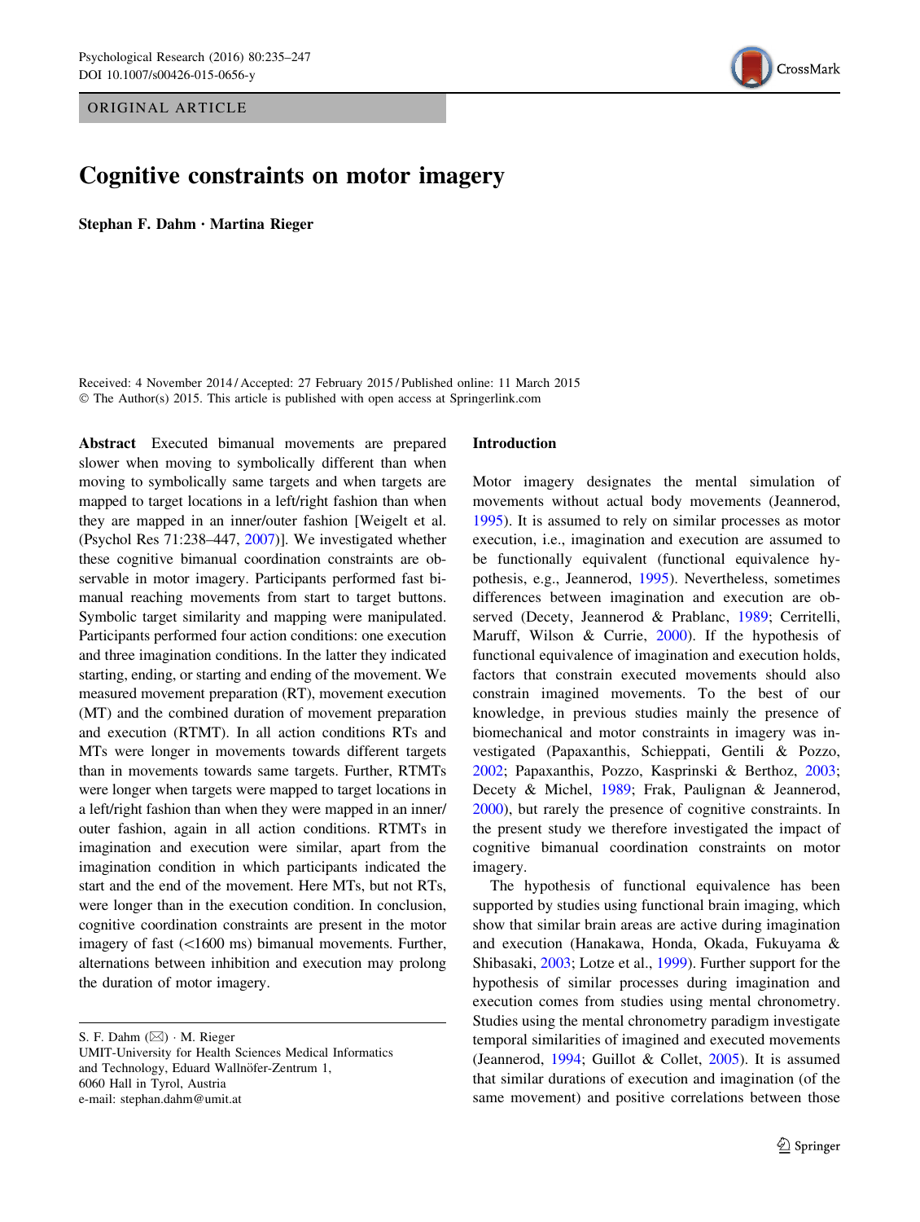ORIGINAL ARTICLE

# Cognitive constraints on motor imagery

**Stephan F. Dahm · Martina Rieger**

Received: 4 November 2014 / Accepted: 27 February 2015 / Published online: 11 March 2015
© The Author(s) 2015. This article is published with open access at Springerlink.com

**Abstract** Executed bimanual movements are prepared slower when moving to symbolically different than when moving to symbolically same targets and when targets are mapped to target locations in a left/right fashion than when they are mapped in an inner/outer fashion [Weigelt et al. (Psychol Res 71:238–447, 2007)]. We investigated whether these cognitive bimanual coordination constraints are observable in motor imagery. Participants performed fast bimanual reaching movements from start to target buttons. Symbolic target similarity and mapping were manipulated. Participants performed four action conditions: one execution and three imagination conditions. In the latter they indicated starting, ending, or starting and ending of the movement. We measured movement preparation (RT), movement execution (MT) and the combined duration of movement preparation and execution (RTMT). In all action conditions RTs and MTs were longer in movements towards different targets than in movements towards same targets. Further, RTMTs were longer when targets were mapped to target locations in a left/right fashion than when they were mapped in an inner/outer fashion, again in all action conditions. RTMTs in imagination and execution were similar, apart from the imagination condition in which participants indicated the start and the end of the movement. Here MTs, but not RTs, were longer than in the execution condition. In conclusion, cognitive coordination constraints are present in the motor imagery of fast (<1600 ms) bimanual movements. Further, alternations between inhibition and execution may prolong the duration of motor imagery.

S. F. Dahm (✉) · M. Rieger
UMIT-University for Health Sciences Medical Informatics and Technology, Eduard Wallnöfer-Zentrum 1, 6060 Hall in Tyrol, Austria
e-mail: stephan.dahm@umit.at

## Introduction

Motor imagery designates the mental simulation of movements without actual body movements (Jeannerod, 1995). It is assumed to rely on similar processes as motor execution, i.e., imagination and execution are assumed to be functionally equivalent (functional equivalence hypothesis, e.g., Jeannerod, 1995). Nevertheless, sometimes differences between imagination and execution are observed (Decety, Jeannerod & Prablanc, 1989; Cerritelli, Maruff, Wilson & Currie, 2000). If the hypothesis of functional equivalence of imagination and execution holds, factors that constrain executed movements should also constrain imagined movements. To the best of our knowledge, in previous studies mainly the presence of biomechanical and motor constraints in imagery was investigated (Papaxanthis, Schieppati, Gentili & Pozzo, 2002; Papaxanthis, Pozzo, Kasprinski & Berthoz, 2003; Decety & Michel, 1989; Frak, Paulignan & Jeannerod, 2000), but rarely the presence of cognitive constraints. In the present study we therefore investigated the impact of cognitive bimanual coordination constraints on motor imagery.

The hypothesis of functional equivalence has been supported by studies using functional brain imaging, which show that similar brain areas are active during imagination and execution (Hanakawa, Honda, Okada, Fukuyama & Shibasaki, 2003; Lotze et al., 1999). Further support for the hypothesis of similar processes during imagination and execution comes from studies using mental chronometry. Studies using the mental chronometry paradigm investigate temporal similarities of imagined and executed movements (Jeannerod, 1994; Guillot & Collet, 2005). It is assumed that similar durations of execution and imagination (of the same movement) and positive correlations between those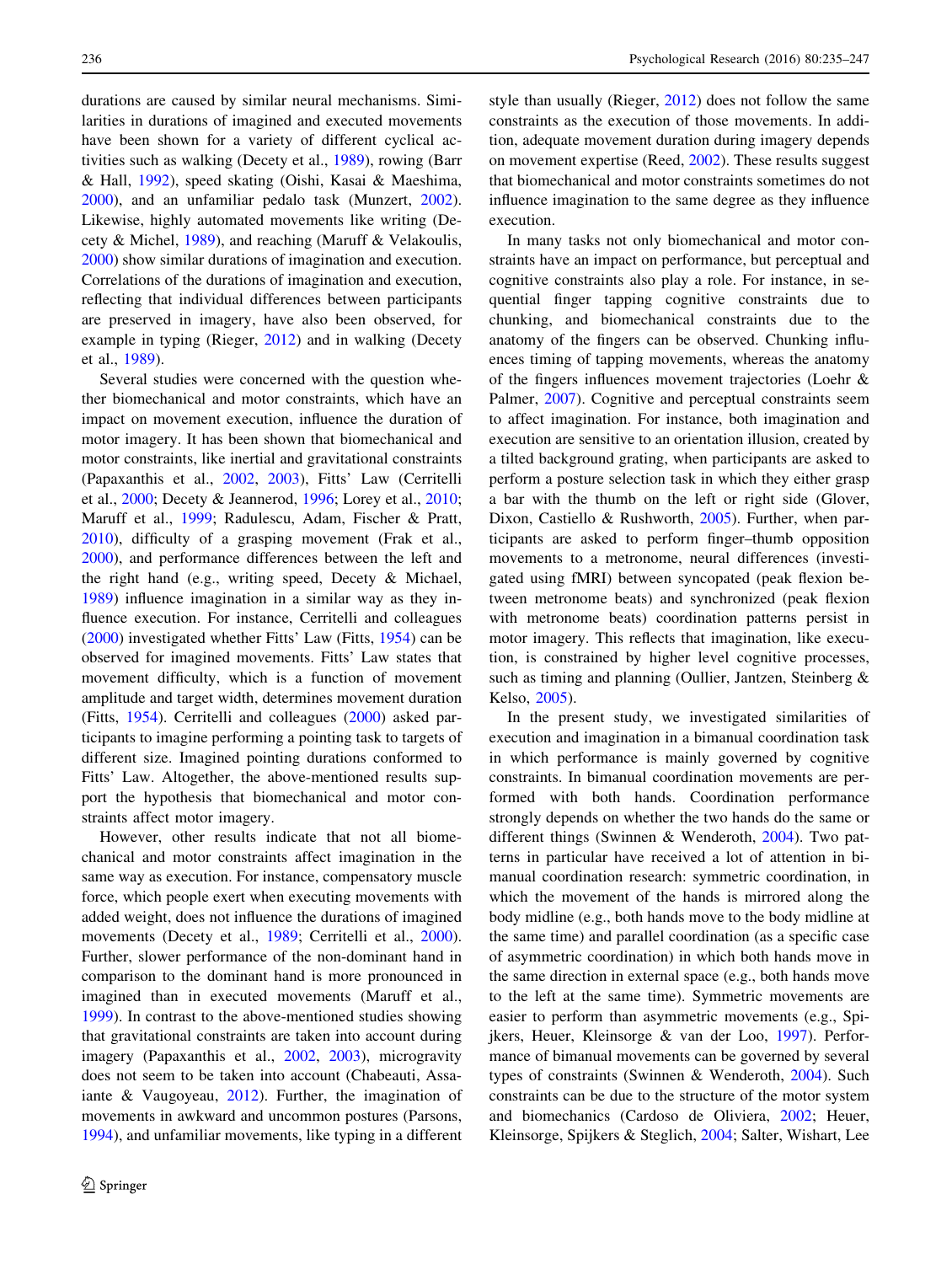durations are caused by similar neural mechanisms. Similarities in durations of imagined and executed movements have been shown for a variety of different cyclical activities such as walking (Decety et al., 1989), rowing (Barr & Hall, 1992), speed skating (Oishi, Kasai & Maeshima, 2000), and an unfamiliar pedalo task (Munzert, 2002). Likewise, highly automated movements like writing (Decety & Michel, 1989), and reaching (Maruff & Velakoulis, 2000) show similar durations of imagination and execution. Correlations of the durations of imagination and execution, reflecting that individual differences between participants are preserved in imagery, have also been observed, for example in typing (Rieger, 2012) and in walking (Decety et al., 1989).

Several studies were concerned with the question whether biomechanical and motor constraints, which have an impact on movement execution, influence the duration of motor imagery. It has been shown that biomechanical and motor constraints, like inertial and gravitational constraints (Papaxanthis et al., 2002, 2003), Fitts' Law (Cerritelli et al., 2000; Decety & Jeannerod, 1996; Lorey et al., 2010; Maruff et al., 1999; Radulescu, Adam, Fischer & Pratt, 2010), difficulty of a grasping movement (Frak et al., 2000), and performance differences between the left and the right hand (e.g., writing speed, Decety & Michael, 1989) influence imagination in a similar way as they influence execution. For instance, Cerritelli and colleagues (2000) investigated whether Fitts' Law (Fitts, 1954) can be observed for imagined movements. Fitts' Law states that movement difficulty, which is a function of movement amplitude and target width, determines movement duration (Fitts, 1954). Cerritelli and colleagues (2000) asked participants to imagine performing a pointing task to targets of different size. Imagined pointing durations conformed to Fitts' Law. Altogether, the above-mentioned results support the hypothesis that biomechanical and motor constraints affect motor imagery.

However, other results indicate that not all biomechanical and motor constraints affect imagination in the same way as execution. For instance, compensatory muscle force, which people exert when executing movements with added weight, does not influence the durations of imagined movements (Decety et al., 1989; Cerritelli et al., 2000). Further, slower performance of the non-dominant hand in comparison to the dominant hand is more pronounced in imagined than in executed movements (Maruff et al., 1999). In contrast to the above-mentioned studies showing that gravitational constraints are taken into account during imagery (Papaxanthis et al., 2002, 2003), microgravity does not seem to be taken into account (Chabeauti, Assaiante & Vaugoyeau, 2012). Further, the imagination of movements in awkward and uncommon postures (Parsons, 1994), and unfamiliar movements, like typing in a different style than usually (Rieger, 2012) does not follow the same constraints as the execution of those movements. In addition, adequate movement duration during imagery depends on movement expertise (Reed, 2002). These results suggest that biomechanical and motor constraints sometimes do not influence imagination to the same degree as they influence execution.

In many tasks not only biomechanical and motor constraints have an impact on performance, but perceptual and cognitive constraints also play a role. For instance, in sequential finger tapping cognitive constraints due to chunking, and biomechanical constraints due to the anatomy of the fingers can be observed. Chunking influences timing of tapping movements, whereas the anatomy of the fingers influences movement trajectories (Loehr & Palmer, 2007). Cognitive and perceptual constraints seem to affect imagination. For instance, both imagination and execution are sensitive to an orientation illusion, created by a tilted background grating, when participants are asked to perform a posture selection task in which they either grasp a bar with the thumb on the left or right side (Glover, Dixon, Castiello & Rushworth, 2005). Further, when participants are asked to perform finger–thumb opposition movements to a metronome, neural differences (investigated using fMRI) between syncopated (peak flexion between metronome beats) and synchronized (peak flexion with metronome beats) coordination patterns persist in motor imagery. This reflects that imagination, like execution, is constrained by higher level cognitive processes, such as timing and planning (Oullier, Jantzen, Steinberg & Kelso, 2005).

In the present study, we investigated similarities of execution and imagination in a bimanual coordination task in which performance is mainly governed by cognitive constraints. In bimanual coordination movements are performed with both hands. Coordination performance strongly depends on whether the two hands do the same or different things (Swinnen & Wenderoth, 2004). Two patterns in particular have received a lot of attention in bimanual coordination research: symmetric coordination, in which the movement of the hands is mirrored along the body midline (e.g., both hands move to the body midline at the same time) and parallel coordination (as a specific case of asymmetric coordination) in which both hands move in the same direction in external space (e.g., both hands move to the left at the same time). Symmetric movements are easier to perform than asymmetric movements (e.g., Spijkers, Heuer, Kleinsorge & van der Loo, 1997). Performance of bimanual movements can be governed by several types of constraints (Swinnen & Wenderoth, 2004). Such constraints can be due to the structure of the motor system and biomechanics (Cardoso de Oliviera, 2002; Heuer, Kleinsorge, Spijkers & Steglich, 2004; Salter, Wishart, Lee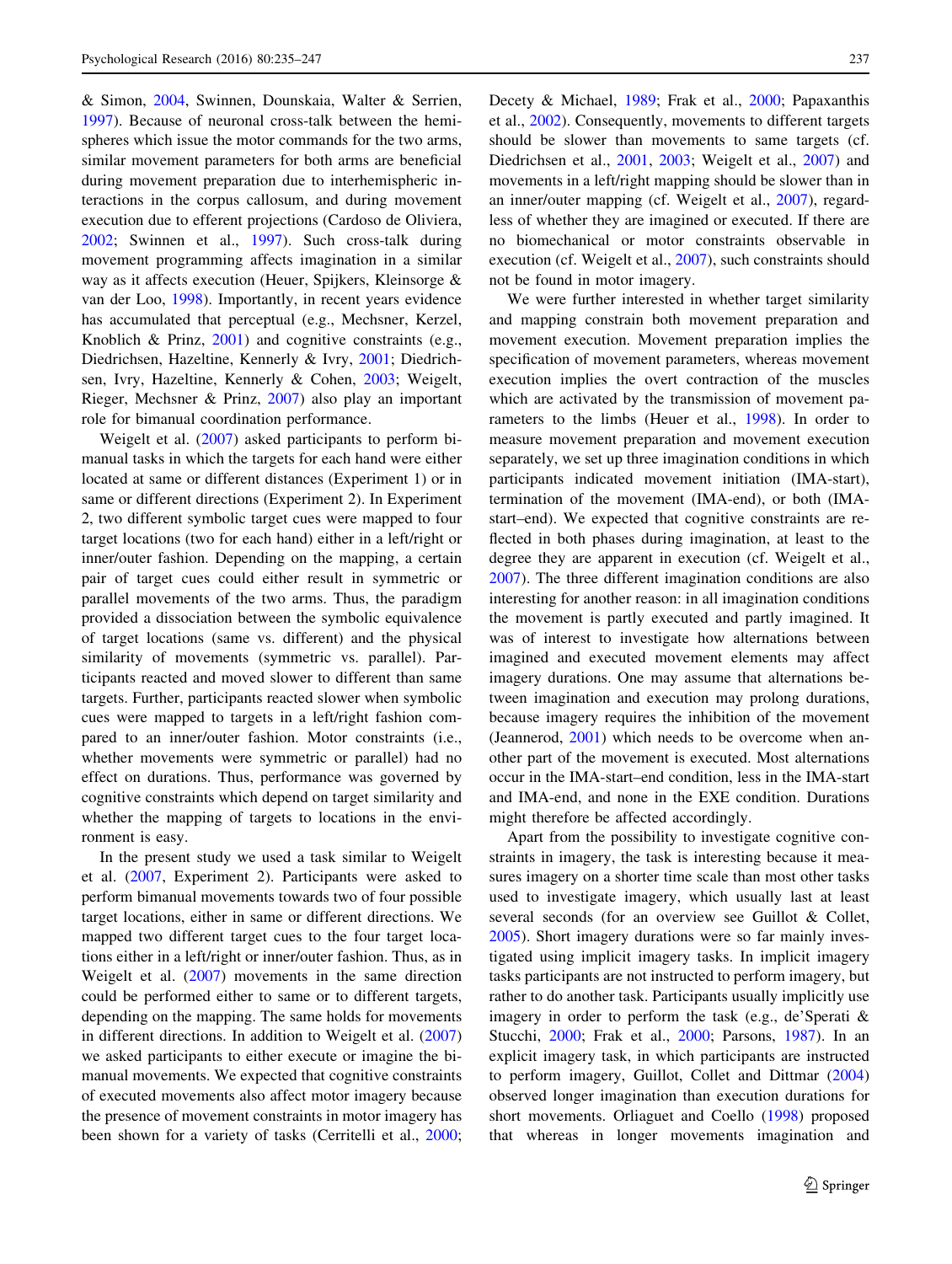& Simon, 2004, Swinnen, Dounskaia, Walter & Serrien, 1997). Because of neuronal cross-talk between the hemispheres which issue the motor commands for the two arms, similar movement parameters for both arms are beneficial during movement preparation due to interhemispheric interactions in the corpus callosum, and during movement execution due to efferent projections (Cardoso de Oliviera, 2002; Swinnen et al., 1997). Such cross-talk during movement programming affects imagination in a similar way as it affects execution (Heuer, Spijkers, Kleinsorge & van der Loo, 1998). Importantly, in recent years evidence has accumulated that perceptual (e.g., Mechsner, Kerzel, Knoblich & Prinz, 2001) and cognitive constraints (e.g., Diedrichsen, Hazeltine, Kennerly & Ivry, 2001; Diedrichsen, Ivry, Hazeltine, Kennerly & Cohen, 2003; Weigelt, Rieger, Mechsner & Prinz, 2007) also play an important role for bimanual coordination performance.

Weigelt et al. (2007) asked participants to perform bimanual tasks in which the targets for each hand were either located at same or different distances (Experiment 1) or in same or different directions (Experiment 2). In Experiment 2, two different symbolic target cues were mapped to four target locations (two for each hand) either in a left/right or inner/outer fashion. Depending on the mapping, a certain pair of target cues could either result in symmetric or parallel movements of the two arms. Thus, the paradigm provided a dissociation between the symbolic equivalence of target locations (same vs. different) and the physical similarity of movements (symmetric vs. parallel). Participants reacted and moved slower to different than same targets. Further, participants reacted slower when symbolic cues were mapped to targets in a left/right fashion compared to an inner/outer fashion. Motor constraints (i.e., whether movements were symmetric or parallel) had no effect on durations. Thus, performance was governed by cognitive constraints which depend on target similarity and whether the mapping of targets to locations in the environment is easy.

In the present study we used a task similar to Weigelt et al. (2007, Experiment 2). Participants were asked to perform bimanual movements towards two of four possible target locations, either in same or different directions. We mapped two different target cues to the four target locations either in a left/right or inner/outer fashion. Thus, as in Weigelt et al. (2007) movements in the same direction could be performed either to same or to different targets, depending on the mapping. The same holds for movements in different directions. In addition to Weigelt et al. (2007) we asked participants to either execute or imagine the bimanual movements. We expected that cognitive constraints of executed movements also affect motor imagery because the presence of movement constraints in motor imagery has been shown for a variety of tasks (Cerritelli et al., 2000; Decety & Michael, 1989; Frak et al., 2000; Papaxanthis et al., 2002). Consequently, movements to different targets should be slower than movements to same targets (cf. Diedrichsen et al., 2001, 2003; Weigelt et al., 2007) and movements in a left/right mapping should be slower than in an inner/outer mapping (cf. Weigelt et al., 2007), regardless of whether they are imagined or executed. If there are no biomechanical or motor constraints observable in execution (cf. Weigelt et al., 2007), such constraints should not be found in motor imagery.

We were further interested in whether target similarity and mapping constrain both movement preparation and movement execution. Movement preparation implies the specification of movement parameters, whereas movement execution implies the overt contraction of the muscles which are activated by the transmission of movement parameters to the limbs (Heuer et al., 1998). In order to measure movement preparation and movement execution separately, we set up three imagination conditions in which participants indicated movement initiation (IMA-start), termination of the movement (IMA-end), or both (IMA-start–end). We expected that cognitive constraints are reflected in both phases during imagination, at least to the degree they are apparent in execution (cf. Weigelt et al., 2007). The three different imagination conditions are also interesting for another reason: in all imagination conditions the movement is partly executed and partly imagined. It was of interest to investigate how alternations between imagined and executed movement elements may affect imagery durations. One may assume that alternations between imagination and execution may prolong durations, because imagery requires the inhibition of the movement (Jeannerod, 2001) which needs to be overcome when another part of the movement is executed. Most alternations occur in the IMA-start–end condition, less in the IMA-start and IMA-end, and none in the EXE condition. Durations might therefore be affected accordingly.

Apart from the possibility to investigate cognitive constraints in imagery, the task is interesting because it measures imagery on a shorter time scale than most other tasks used to investigate imagery, which usually last at least several seconds (for an overview see Guillot & Collet, 2005). Short imagery durations were so far mainly investigated using implicit imagery tasks. In implicit imagery tasks participants are not instructed to perform imagery, but rather to do another task. Participants usually implicitly use imagery in order to perform the task (e.g., de'Sperati & Stucchi, 2000; Frak et al., 2000; Parsons, 1987). In an explicit imagery task, in which participants are instructed to perform imagery, Guillot, Collet and Dittmar (2004) observed longer imagination than execution durations for short movements. Orliaguet and Coello (1998) proposed that whereas in longer movements imagination and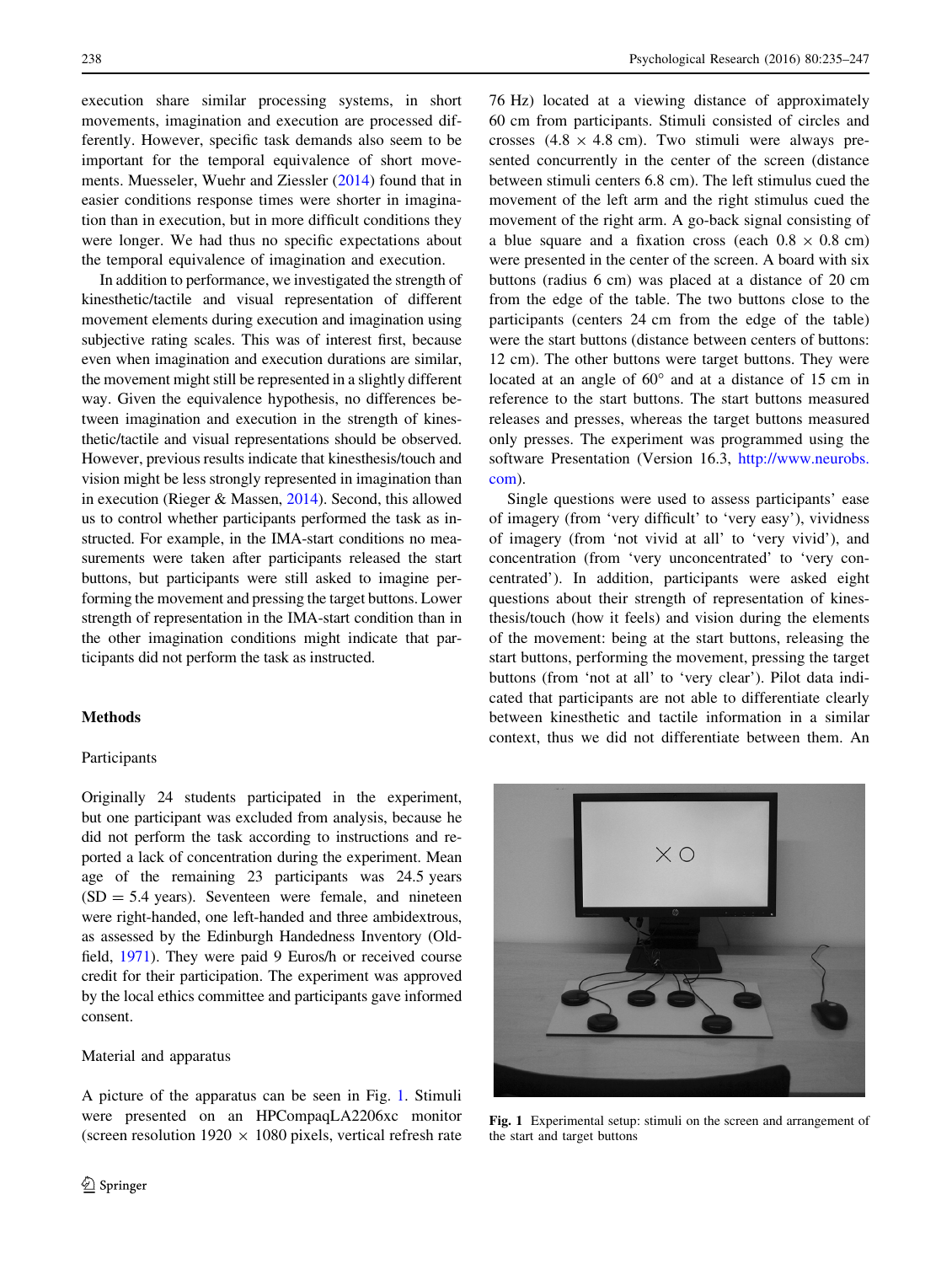execution share similar processing systems, in short movements, imagination and execution are processed differently. However, specific task demands also seem to be important for the temporal equivalence of short movements. Muesseler, Wuehr and Ziessler (2014) found that in easier conditions response times were shorter in imagination than in execution, but in more difficult conditions they were longer. We had thus no specific expectations about the temporal equivalence of imagination and execution.

In addition to performance, we investigated the strength of kinesthetic/tactile and visual representation of different movement elements during execution and imagination using subjective rating scales. This was of interest first, because even when imagination and execution durations are similar, the movement might still be represented in a slightly different way. Given the equivalence hypothesis, no differences between imagination and execution in the strength of kinesthetic/tactile and visual representations should be observed. However, previous results indicate that kinesthesis/touch and vision might be less strongly represented in imagination than in execution (Rieger & Massen, 2014). Second, this allowed us to control whether participants performed the task as instructed. For example, in the IMA-start conditions no measurements were taken after participants released the start buttons, but participants were still asked to imagine performing the movement and pressing the target buttons. Lower strength of representation in the IMA-start condition than in the other imagination conditions might indicate that participants did not perform the task as instructed.

## Methods

### Participants

Originally 24 students participated in the experiment, but one participant was excluded from analysis, because he did not perform the task according to instructions and reported a lack of concentration during the experiment. Mean age of the remaining 23 participants was 24.5 years (SD = 5.4 years). Seventeen were female, and nineteen were right-handed, one left-handed and three ambidextrous, as assessed by the Edinburgh Handedness Inventory (Oldfield, 1971). They were paid 9 Euros/h or received course credit for their participation. The experiment was approved by the local ethics committee and participants gave informed consent.

### Material and apparatus

A picture of the apparatus can be seen in Fig. 1. Stimuli were presented on an HPCompaqLA2206xc monitor (screen resolution 1920 × 1080 pixels, vertical refresh rate 76 Hz) located at a viewing distance of approximately 60 cm from participants. Stimuli consisted of circles and crosses (4.8 × 4.8 cm). Two stimuli were always presented concurrently in the center of the screen (distance between stimuli centers 6.8 cm). The left stimulus cued the movement of the left arm and the right stimulus cued the movement of the right arm. A go-back signal consisting of a blue square and a fixation cross (each 0.8 × 0.8 cm) were presented in the center of the screen. A board with six buttons (radius 6 cm) was placed at a distance of 20 cm from the edge of the table. The two buttons close to the participants (centers 24 cm from the edge of the table) were the start buttons (distance between centers of buttons: 12 cm). The other buttons were target buttons. They were located at an angle of 60° and at a distance of 15 cm in reference to the start buttons. The start buttons measured releases and presses, whereas the target buttons measured only presses. The experiment was programmed using the software Presentation (Version 16.3, http://www.neurobs.com).

Single questions were used to assess participants' ease of imagery (from 'very difficult' to 'very easy'), vividness of imagery (from 'not vivid at all' to 'very vivid'), and concentration (from 'very unconcentrated' to 'very concentrated'). In addition, participants were asked eight questions about their strength of representation of kinesthesis/touch (how it feels) and vision during the elements of the movement: being at the start buttons, releasing the start buttons, performing the movement, pressing the target buttons (from 'not at all' to 'very clear'). Pilot data indicated that participants are not able to differentiate clearly between kinesthetic and tactile information in a similar context, thus we did not differentiate between them. An

Fig. 1 Experimental setup: stimuli on the screen and arrangement of the start and target buttons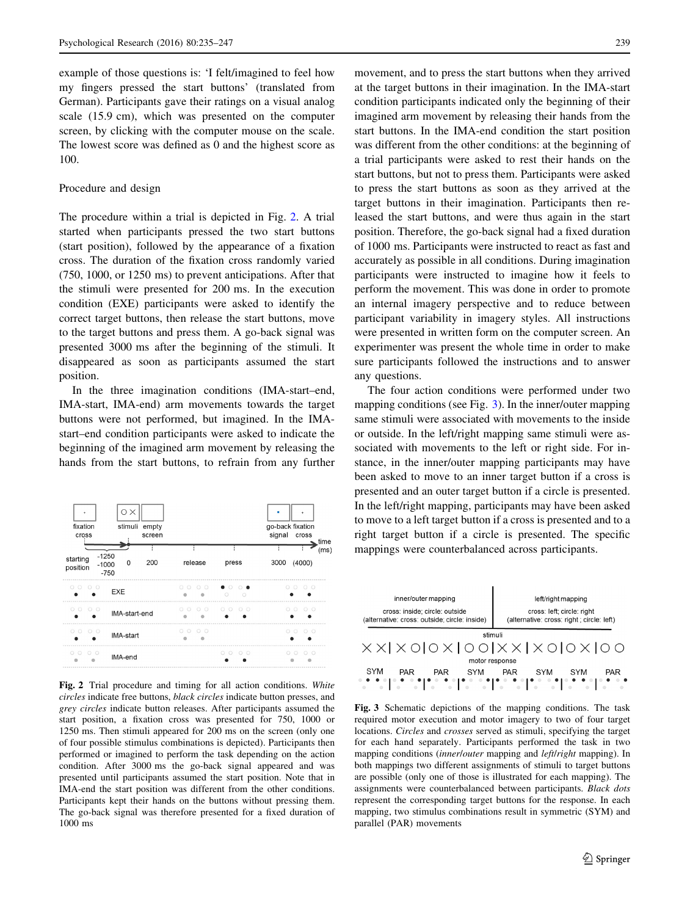example of those questions is: 'I felt/imagined to feel how my fingers pressed the start buttons' (translated from German). Participants gave their ratings on a visual analog scale (15.9 cm), which was presented on the computer screen, by clicking with the computer mouse on the scale. The lowest score was defined as 0 and the highest score as 100.

## Procedure and design

The procedure within a trial is depicted in Fig. 2. A trial started when participants pressed the two start buttons (start position), followed by the appearance of a fixation cross. The duration of the fixation cross randomly varied (750, 1000, or 1250 ms) to prevent anticipations. After that the stimuli were presented for 200 ms. In the execution condition (EXE) participants were asked to identify the correct target buttons, then release the start buttons, move to the target buttons and press them. A go-back signal was presented 3000 ms after the beginning of the stimuli. It disappeared as soon as participants assumed the start position.

In the three imagination conditions (IMA-start–end, IMA-start, IMA-end) arm movements towards the target buttons were not performed, but imagined. In the IMA-start–end condition participants were asked to indicate the beginning of the imagined arm movement by releasing the hands from the start buttons, to refrain from any further movement, and to press the start buttons when they arrived at the target buttons in their imagination. In the IMA-start condition participants indicated only the beginning of their imagined arm movement by releasing their hands from the start buttons. In the IMA-end condition the start position was different from the other conditions: at the beginning of a trial participants were asked to rest their hands on the start buttons, but not to press them. Participants were asked to press the start buttons as soon as they arrived at the target buttons in their imagination. Participants then released the start buttons, and were thus again in the start position. Therefore, the go-back signal had a fixed duration of 1000 ms. Participants were instructed to react as fast and accurately as possible in all conditions. During imagination participants were instructed to imagine how it feels to perform the movement. This was done in order to promote an internal imagery perspective and to reduce between participant variability in imagery styles. All instructions were presented in written form on the computer screen. An experimenter was present the whole time in order to make sure participants followed the instructions and to answer any questions.

Fig. 2 Trial procedure and timing for all action conditions. *White circles* indicate free buttons, *black circles* indicate button presses, and *grey circles* indicate button releases. After participants assumed the start position, a fixation cross was presented for 750, 1000 or 1250 ms. Then stimuli appeared for 200 ms on the screen (only one of four possible stimulus combinations is depicted). Participants then performed or imagined to perform the task depending on the action condition. After 3000 ms the go-back signal appeared and was presented until participants assumed the start position. Note that in IMA-end the start position was different from the other conditions. Participants kept their hands on the buttons without pressing them. The go-back signal was therefore presented for a fixed duration of 1000 ms

The four action conditions were performed under two mapping conditions (see Fig. 3). In the inner/outer mapping same stimuli were associated with movements to the inside or outside. In the left/right mapping same stimuli were associated with movements to the left or right side. For instance, in the inner/outer mapping participants may have been asked to move to an inner target button if a cross is presented and an outer target button if a circle is presented. In the left/right mapping, participants may have been asked to move to a left target button if a cross is presented and to a right target button if a circle is presented. The specific mappings were counterbalanced across participants.

Fig. 3 Schematic depictions of the mapping conditions. The task required motor execution and motor imagery to two of four target locations. *Circles* and *crosses* served as stimuli, specifying the target for each hand separately. Participants performed the task in two mapping conditions (*inner/outer* mapping and *left/right* mapping). In both mappings two different assignments of stimuli to target buttons are possible (only one of those is illustrated for each mapping). The assignments were counterbalanced between participants. *Black dots* represent the corresponding target buttons for the response. In each mapping, two stimulus combinations result in symmetric (SYM) and parallel (PAR) movements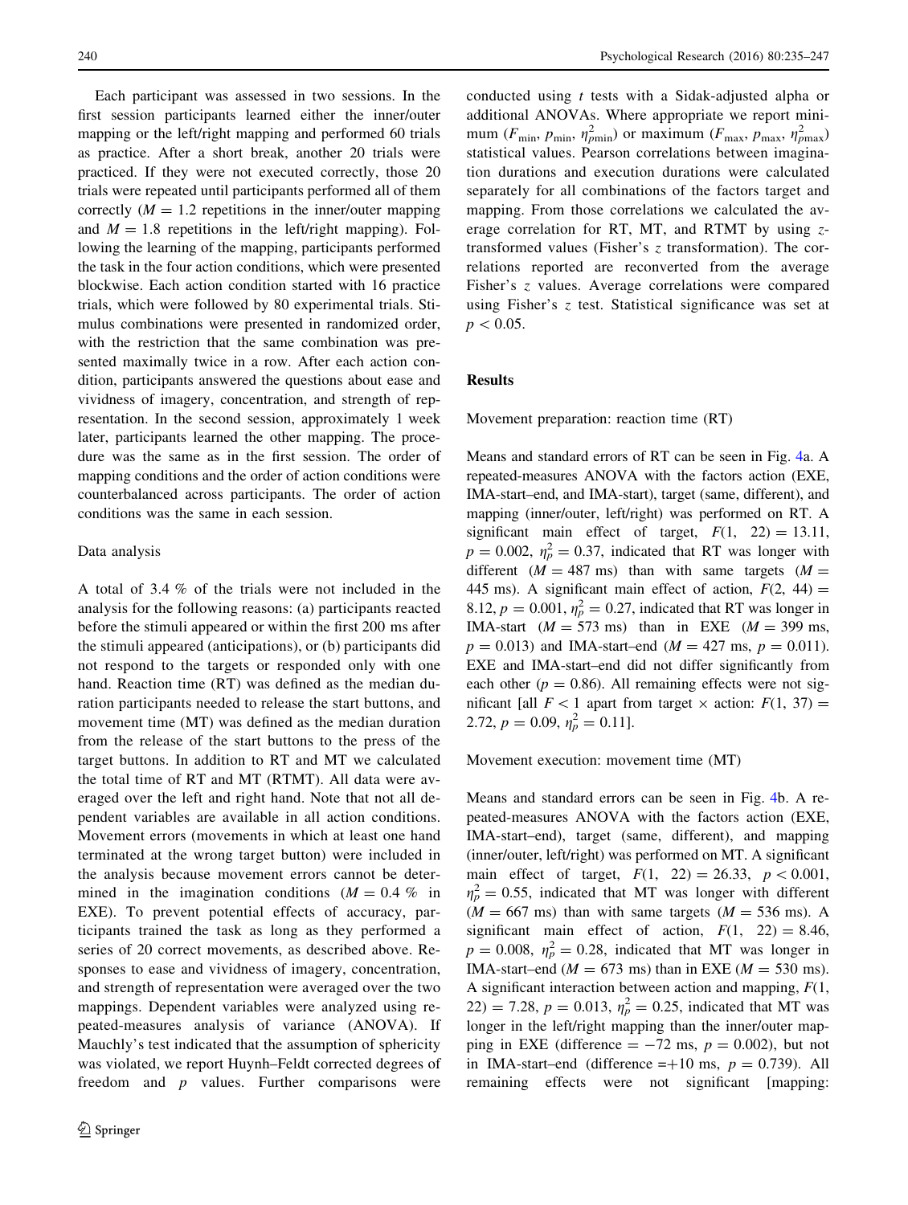Each participant was assessed in two sessions. In the first session participants learned either the inner/outer mapping or the left/right mapping and performed 60 trials as practice. After a short break, another 20 trials were practiced. If they were not executed correctly, those 20 trials were repeated until participants performed all of them correctly ($M = 1.2$ repetitions in the inner/outer mapping and $M = 1.8$ repetitions in the left/right mapping). Following the learning of the mapping, participants performed the task in the four action conditions, which were presented blockwise. Each action condition started with 16 practice trials, which were followed by 80 experimental trials. Stimulus combinations were presented in randomized order, with the restriction that the same combination was presented maximally twice in a row. After each action condition, participants answered the questions about ease and vividness of imagery, concentration, and strength of representation. In the second session, approximately 1 week later, participants learned the other mapping. The procedure was the same as in the first session. The order of mapping conditions and the order of action conditions were counterbalanced across participants. The order of action conditions was the same in each session.

### Data analysis

A total of 3.4 % of the trials were not included in the analysis for the following reasons: (a) participants reacted before the stimuli appeared or within the first 200 ms after the stimuli appeared (anticipations), or (b) participants did not respond to the targets or responded only with one hand. Reaction time (RT) was defined as the median duration participants needed to release the start buttons, and movement time (MT) was defined as the median duration from the release of the start buttons to the press of the target buttons. In addition to RT and MT we calculated the total time of RT and MT (RTMT). All data were averaged over the left and right hand. Note that not all dependent variables are available in all action conditions. Movement errors (movements in which at least one hand terminated at the wrong target button) were included in the analysis because movement errors cannot be determined in the imagination conditions ($M = 0.4$ % in EXE). To prevent potential effects of accuracy, participants trained the task as long as they performed a series of 20 correct movements, as described above. Responses to ease and vividness of imagery, concentration, and strength of representation were averaged over the two mappings. Dependent variables were analyzed using repeated-measures analysis of variance (ANOVA). If Mauchly's test indicated that the assumption of sphericity was violated, we report Huynh–Feldt corrected degrees of freedom and *p* values. Further comparisons were conducted using *t* tests with a Sidak-adjusted alpha or additional ANOVAs. Where appropriate we report minimum ($F_{\min}$, $p_{\min}$, $\eta^2_{p\min}$) or maximum ($F_{\max}$, $p_{\max}$, $\eta^2_{p\max}$) statistical values. Pearson correlations between imagination durations and execution durations were calculated separately for all combinations of the factors target and mapping. From those correlations we calculated the average correlation for RT, MT, and RTMT by using *z*-transformed values (Fisher's *z* transformation). The correlations reported are reconverted from the average Fisher's *z* values. Average correlations were compared using Fisher's *z* test. Statistical significance was set at $p < 0.05$.

## Results

### Movement preparation: reaction time (RT)

Means and standard errors of RT can be seen in Fig. 4a. A repeated-measures ANOVA with the factors action (EXE, IMA-start–end, and IMA-start), target (same, different), and mapping (inner/outer, left/right) was performed on RT. A significant main effect of target, $F(1, 22) = 13.11$, $p = 0.002$, $\eta^2_p = 0.37$, indicated that RT was longer with different ($M = 487$ ms) than with same targets ($M = 445$ ms). A significant main effect of action, $F(2, 44) = 8.12$, $p = 0.001$, $\eta^2_p = 0.27$, indicated that RT was longer in IMA-start ($M = 573$ ms) than in EXE ($M = 399$ ms, $p = 0.013$) and IMA-start–end ($M = 427$ ms, $p = 0.011$). EXE and IMA-start–end did not differ significantly from each other ($p = 0.86$). All remaining effects were not significant [all $F < 1$ apart from target × action: $F(1, 37) = 2.72$, $p = 0.09$, $\eta^2_p = 0.11$].

### Movement execution: movement time (MT)

Means and standard errors can be seen in Fig. 4b. A repeated-measures ANOVA with the factors action (EXE, IMA-start–end), target (same, different), and mapping (inner/outer, left/right) was performed on MT. A significant main effect of target, $F(1, 22) = 26.33$, $p < 0.001$, $\eta^2_p = 0.55$, indicated that MT was longer with different ($M = 667$ ms) than with same targets ($M = 536$ ms). A significant main effect of action, $F(1, 22) = 8.46$, $p = 0.008$, $\eta^2_p = 0.28$, indicated that MT was longer in IMA-start–end ($M = 673$ ms) than in EXE ($M = 530$ ms). A significant interaction between action and mapping, $F(1, 22) = 7.28$, $p = 0.013$, $\eta^2_p = 0.25$, indicated that MT was longer in the left/right mapping than the inner/outer mapping in EXE (difference $= -72$ ms, $p = 0.002$), but not in IMA-start–end (difference $= +10$ ms, $p = 0.739$). All remaining effects were not significant [mapping: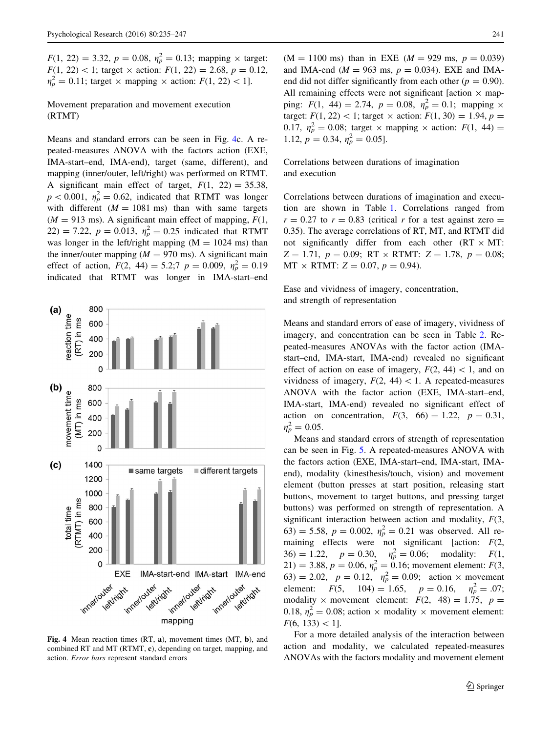$F(1, 22) = 3.32$, $p = 0.08$, $\eta_p^2 = 0.13$; mapping × target: $F(1, 22) < 1$; target × action: $F(1, 22) = 2.68$, $p = 0.12$, $\eta_p^2 = 0.11$; target × mapping × action: $F(1, 22) < 1$].

### Movement preparation and movement execution (RTMT)

Means and standard errors can be seen in Fig. 4c. A repeated-measures ANOVA with the factors action (EXE, IMA-start–end, IMA-end), target (same, different), and mapping (inner/outer, left/right) was performed on RTMT. A significant main effect of target, $F(1, 22) = 35.38$, $p < 0.001$, $\eta_p^2 = 0.62$, indicated that RTMT was longer with different ($M = 1081$ ms) than with same targets ($M = 913$ ms). A significant main effect of mapping, $F(1, 22) = 7.22$, $p = 0.013$, $\eta_p^2 = 0.25$ indicated that RTMT was longer in the left/right mapping (M = 1024 ms) than the inner/outer mapping ($M = 970$ ms). A significant main effect of action, $F(2, 44) = 5.2;7$ $p = 0.009$, $\eta_p^2 = 0.19$ indicated that RTMT was longer in IMA-start–end (M = 1100 ms) than in EXE ($M = 929$ ms, $p = 0.039$) and IMA-end ($M = 963$ ms, $p = 0.034$). EXE and IMA-end did not differ significantly from each other ($p = 0.90$). All remaining effects were not significant [action × mapping: $F(1, 44) = 2.74$, $p = 0.08$, $\eta_p^2 = 0.1$; mapping × target: $F(1, 22) < 1$; target × action: $F(1, 30) = 1.94$, $p = 0.17$, $\eta_p^2 = 0.08$; target × mapping × action: $F(1, 44) = 1.12$, $p = 0.34$, $\eta_p^2 = 0.05$].

Fig. 4 Mean reaction times (RT, **a**), movement times (MT, **b**), and combined RT and MT (RTMT, **c**), depending on target, mapping, and action. *Error bars* represent standard errors

### Correlations between durations of imagination and execution

Correlations between durations of imagination and execution are shown in Table 1. Correlations ranged from $r = 0.27$ to $r = 0.83$ (critical $r$ for a test against zero = 0.35). The average correlations of RT, MT, and RTMT did not significantly differ from each other (RT × MT: $Z = 1.71$, $p = 0.09$; RT × RTMT: $Z = 1.78$, $p = 0.08$; MT × RTMT: $Z = 0.07$, $p = 0.94$).

### Ease and vividness of imagery, concentration, and strength of representation

Means and standard errors of ease of imagery, vividness of imagery, and concentration can be seen in Table 2. Repeated-measures ANOVAs with the factor action (IMA-start–end, IMA-start, IMA-end) revealed no significant effect of action on ease of imagery, $F(2, 44) < 1$, and on vividness of imagery, $F(2, 44) < 1$. A repeated-measures ANOVA with the factor action (EXE, IMA-start–end, IMA-start, IMA-end) revealed no significant effect of action on concentration, $F(3, 66) = 1.22$, $p = 0.31$, $\eta_p^2 = 0.05$.

Means and standard errors of strength of representation can be seen in Fig. 5. A repeated-measures ANOVA with the factors action (EXE, IMA-start–end, IMA-start, IMA-end), modality (kinesthesis/touch, vision) and movement element (button presses at start position, releasing start buttons, movement to target buttons, and pressing target buttons) was performed on strength of representation. A significant interaction between action and modality, $F(3, 63) = 5.58$, $p = 0.002$, $\eta_p^2 = 0.21$ was observed. All remaining effects were not significant [action: $F(2, 36) = 1.22$, $p = 0.30$, $\eta_p^2 = 0.06$; modality: $F(1, 21) = 3.88$, $p = 0.06$, $\eta_p^2 = 0.16$; movement element: $F(3, 63) = 2.02$, $p = 0.12$, $\eta_p^2 = 0.09$; action × movement element: $F(5, 104) = 1.65$, $p = 0.16$, $\eta_p^2 = .07$; modality × movement element: $F(2, 48) = 1.75$, $p = 0.18$, $\eta_p^2 = 0.08$; action × modality × movement element: $F(6, 133) < 1$].

For a more detailed analysis of the interaction between action and modality, we calculated repeated-measures ANOVAs with the factors modality and movement element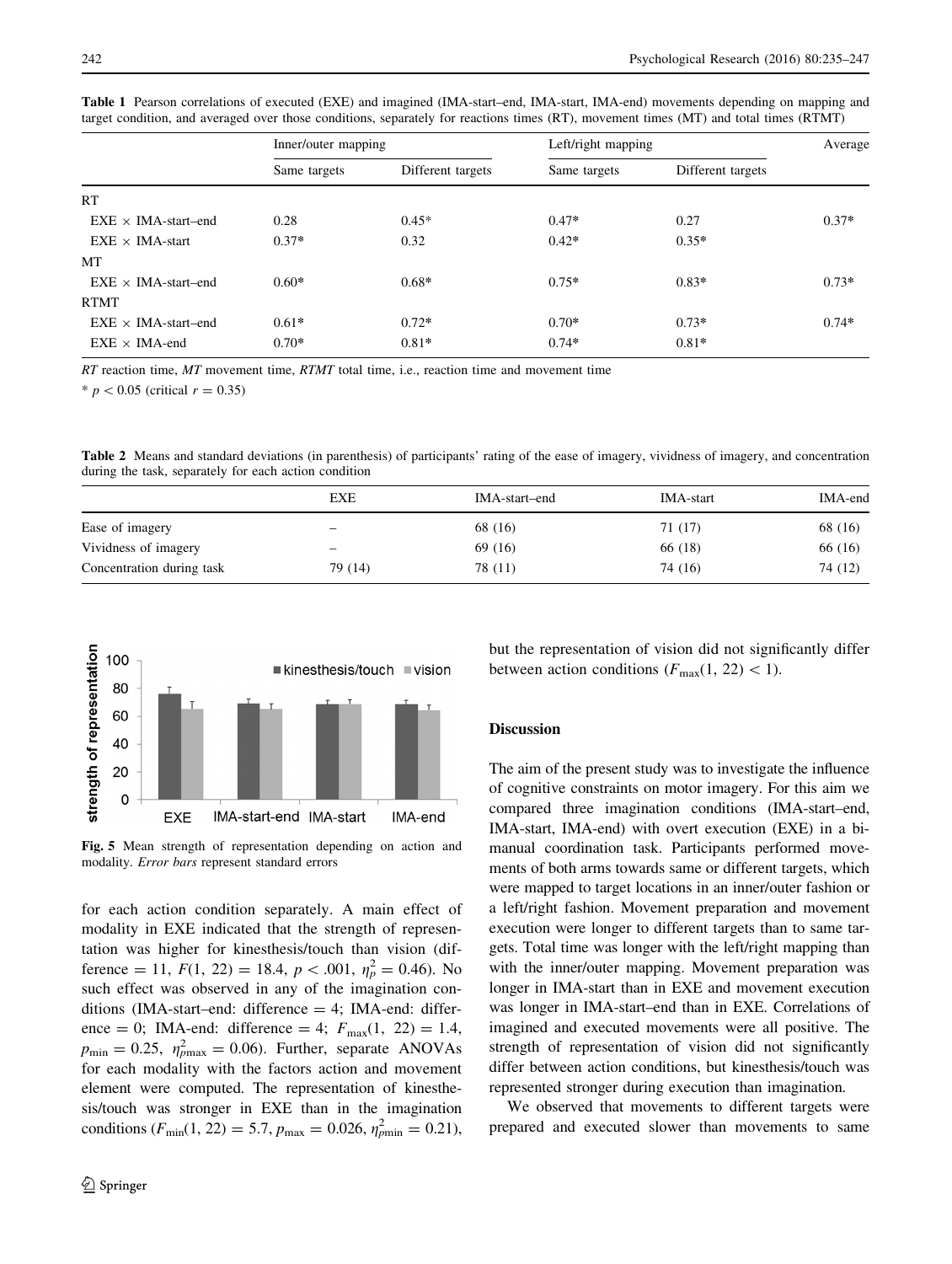**Table 1** Pearson correlations of executed (EXE) and imagined (IMA-start–end, IMA-start, IMA-end) movements depending on mapping and target condition, and averaged over those conditions, separately for reactions times (RT), movement times (MT) and total times (RTMT)

| | Inner/outer mapping | | Left/right mapping | | Average |
|---|---|---|---|---|---|
| | Same targets | Different targets | Same targets | Different targets | |
| RT | | | | | |
| EXE × IMA-start–end | 0.28 | 0.45* | 0.47* | 0.27 | 0.37* |
| EXE × IMA-start | 0.37* | 0.32 | 0.42* | 0.35* | |
| MT | | | | | |
| EXE × IMA-start–end | 0.60* | 0.68* | 0.75* | 0.83* | 0.73* |
| RTMT | | | | | |
| EXE × IMA-start–end | 0.61* | 0.72* | 0.70* | 0.73* | 0.74* |
| EXE × IMA-end | 0.70* | 0.81* | 0.74* | 0.81* | |

*RT* reaction time, *MT* movement time, *RTMT* total time, i.e., reaction time and movement time

* $p < 0.05$ (critical $r = 0.35$)

**Table 2** Means and standard deviations (in parenthesis) of participants' rating of the ease of imagery, vividness of imagery, and concentration during the task, separately for each action condition

| | EXE | IMA-start–end | IMA-start | IMA-end |
|---|---|---|---|---|
| Ease of imagery | – | 68 (16) | 71 (17) | 68 (16) |
| Vividness of imagery | – | 69 (16) | 66 (18) | 66 (16) |
| Concentration during task | 79 (14) | 78 (11) | 74 (16) | 74 (12) |

**Fig. 5** Mean strength of representation depending on action and modality. *Error bars* represent standard errors

for each action condition separately. A main effect of modality in EXE indicated that the strength of representation was higher for kinesthesis/touch than vision (difference = 11, $F(1, 22) = 18.4$, $p < .001$, $\eta_p^2 = 0.46$). No such effect was observed in any of the imagination conditions (IMA-start–end: difference = 4; IMA-end: difference = 0; IMA-end: difference = 4; $F_{\max}(1, 22) = 1.4$, $p_{\min} = 0.25$, $\eta_{p\max}^2 = 0.06$). Further, separate ANOVAs for each modality with the factors action and movement element were computed. The representation of kinesthesis/touch was stronger in EXE than in the imagination conditions ($F_{\min}(1, 22) = 5.7$, $p_{\max} = 0.026$, $\eta_{p\min}^2 = 0.21$), but the representation of vision did not significantly differ between action conditions ($F_{\max}(1, 22) < 1$).

## Discussion

The aim of the present study was to investigate the influence of cognitive constraints on motor imagery. For this aim we compared three imagination conditions (IMA-start–end, IMA-start, IMA-end) with overt execution (EXE) in a bimanual coordination task. Participants performed movements of both arms towards same or different targets, which were mapped to target locations in an inner/outer fashion or a left/right fashion. Movement preparation and movement execution were longer to different targets than to same targets. Total time was longer with the left/right mapping than with the inner/outer mapping. Movement preparation was longer in IMA-start than in EXE and movement execution was longer in IMA-start–end than in EXE. Correlations of imagined and executed movements were all positive. The strength of representation of vision did not significantly differ between action conditions, but kinesthesis/touch was represented stronger during execution than imagination.

We observed that movements to different targets were prepared and executed slower than movements to same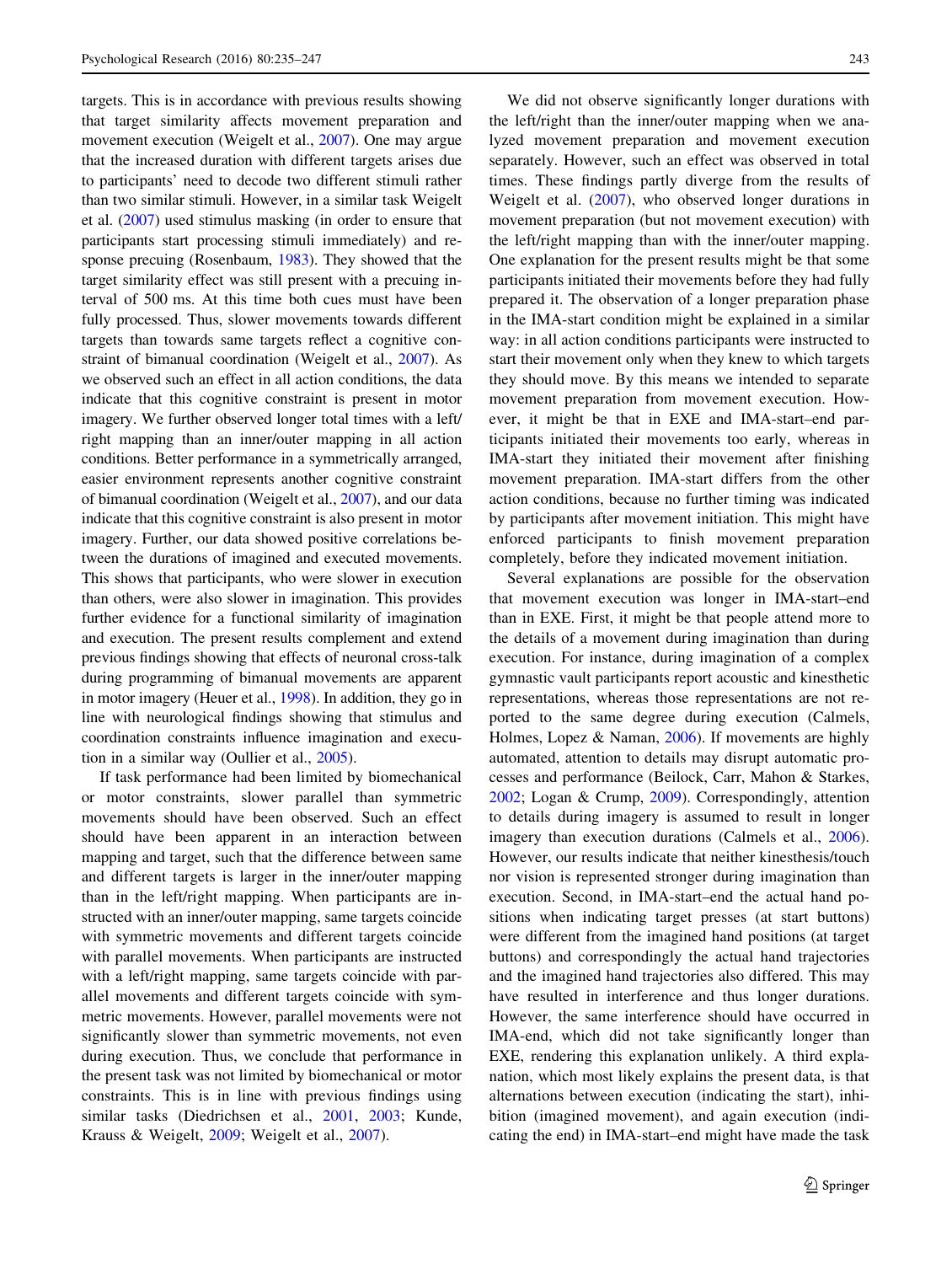targets. This is in accordance with previous results showing that target similarity affects movement preparation and movement execution (Weigelt et al., 2007). One may argue that the increased duration with different targets arises due to participants' need to decode two different stimuli rather than two similar stimuli. However, in a similar task Weigelt et al. (2007) used stimulus masking (in order to ensure that participants start processing stimuli immediately) and response precuing (Rosenbaum, 1983). They showed that the target similarity effect was still present with a precuing interval of 500 ms. At this time both cues must have been fully processed. Thus, slower movements towards different targets than towards same targets reflect a cognitive constraint of bimanual coordination (Weigelt et al., 2007). As we observed such an effect in all action conditions, the data indicate that this cognitive constraint is present in motor imagery. We further observed longer total times with a left/right mapping than an inner/outer mapping in all action conditions. Better performance in a symmetrically arranged, easier environment represents another cognitive constraint of bimanual coordination (Weigelt et al., 2007), and our data indicate that this cognitive constraint is also present in motor imagery. Further, our data showed positive correlations between the durations of imagined and executed movements. This shows that participants, who were slower in execution than others, were also slower in imagination. This provides further evidence for a functional similarity of imagination and execution. The present results complement and extend previous findings showing that effects of neuronal cross-talk during programming of bimanual movements are apparent in motor imagery (Heuer et al., 1998). In addition, they go in line with neurological findings showing that stimulus and coordination constraints influence imagination and execution in a similar way (Oullier et al., 2005).

If task performance had been limited by biomechanical or motor constraints, slower parallel than symmetric movements should have been observed. Such an effect should have been apparent in an interaction between mapping and target, such that the difference between same and different targets is larger in the inner/outer mapping than in the left/right mapping. When participants are instructed with an inner/outer mapping, same targets coincide with symmetric movements and different targets coincide with parallel movements. When participants are instructed with a left/right mapping, same targets coincide with parallel movements and different targets coincide with symmetric movements. However, parallel movements were not significantly slower than symmetric movements, not even during execution. Thus, we conclude that performance in the present task was not limited by biomechanical or motor constraints. This is in line with previous findings using similar tasks (Diedrichsen et al., 2001, 2003; Kunde, Krauss & Weigelt, 2009; Weigelt et al., 2007).

We did not observe significantly longer durations with the left/right than the inner/outer mapping when we analyzed movement preparation and movement execution separately. However, such an effect was observed in total times. These findings partly diverge from the results of Weigelt et al. (2007), who observed longer durations in movement preparation (but not movement execution) with the left/right mapping than with the inner/outer mapping. One explanation for the present results might be that some participants initiated their movements before they had fully prepared it. The observation of a longer preparation phase in the IMA-start condition might be explained in a similar way: in all action conditions participants were instructed to start their movement only when they knew to which targets they should move. By this means we intended to separate movement preparation from movement execution. However, it might be that in EXE and IMA-start–end participants initiated their movements too early, whereas in IMA-start they initiated their movement after finishing movement preparation. IMA-start differs from the other action conditions, because no further timing was indicated by participants after movement initiation. This might have enforced participants to finish movement preparation completely, before they indicated movement initiation.

Several explanations are possible for the observation that movement execution was longer in IMA-start–end than in EXE. First, it might be that people attend more to the details of a movement during imagination than during execution. For instance, during imagination of a complex gymnastic vault participants report acoustic and kinesthetic representations, whereas those representations are not reported to the same degree during execution (Calmels, Holmes, Lopez & Naman, 2006). If movements are highly automated, attention to details may disrupt automatic processes and performance (Beilock, Carr, Mahon & Starkes, 2002; Logan & Crump, 2009). Correspondingly, attention to details during imagery is assumed to result in longer imagery than execution durations (Calmels et al., 2006). However, our results indicate that neither kinesthesis/touch nor vision is represented stronger during imagination than execution. Second, in IMA-start–end the actual hand positions when indicating target presses (at start buttons) were different from the imagined hand positions (at target buttons) and correspondingly the actual hand trajectories and the imagined hand trajectories also differed. This may have resulted in interference and thus longer durations. However, the same interference should have occurred in IMA-end, which did not take significantly longer than EXE, rendering this explanation unlikely. A third explanation, which most likely explains the present data, is that alternations between execution (indicating the start), inhibition (imagined movement), and again execution (indicating the end) in IMA-start–end might have made the task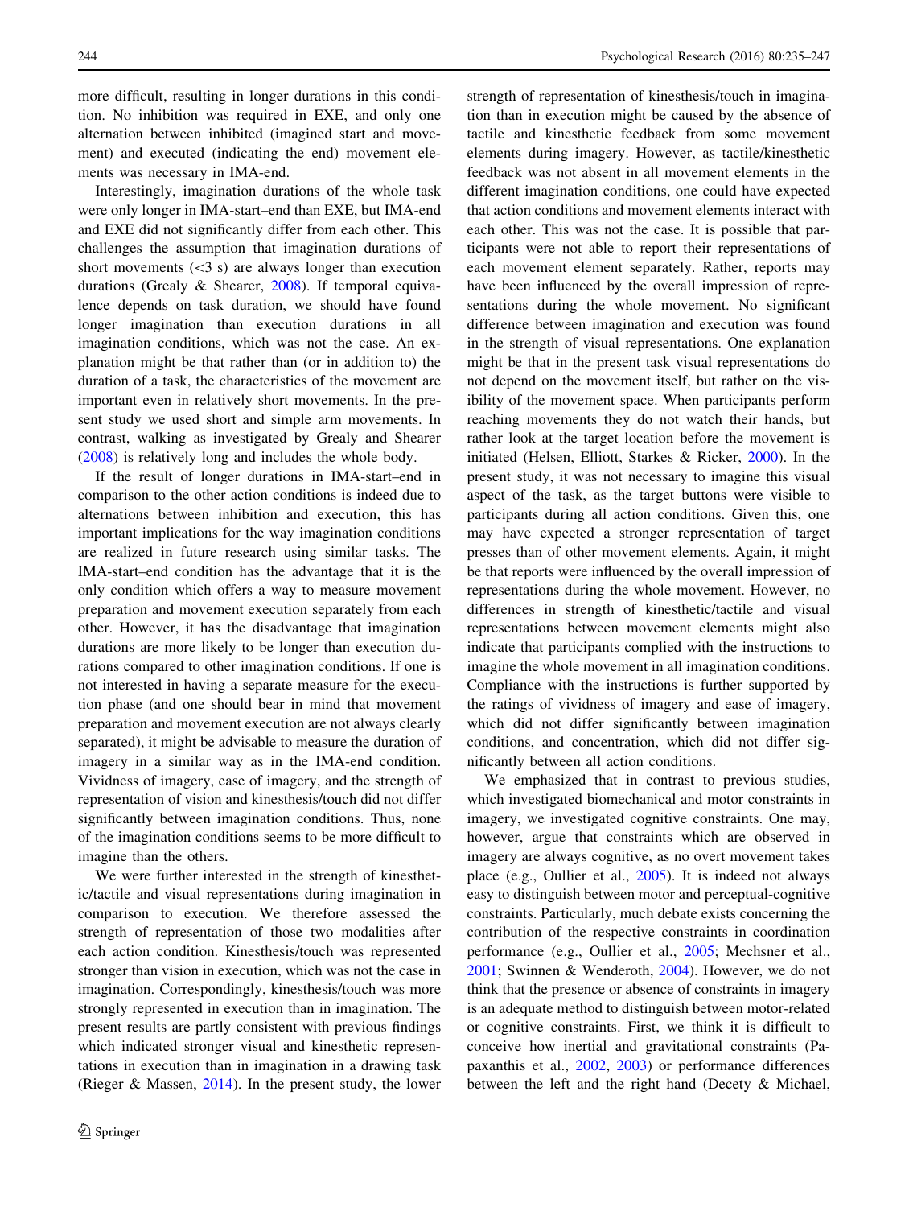more difficult, resulting in longer durations in this condition. No inhibition was required in EXE, and only one alternation between inhibited (imagined start and movement) and executed (indicating the end) movement elements was necessary in IMA-end.

Interestingly, imagination durations of the whole task were only longer in IMA-start–end than EXE, but IMA-end and EXE did not significantly differ from each other. This challenges the assumption that imagination durations of short movements (<3 s) are always longer than execution durations (Grealy & Shearer, 2008). If temporal equivalence depends on task duration, we should have found longer imagination than execution durations in all imagination conditions, which was not the case. An explanation might be that rather than (or in addition to) the duration of a task, the characteristics of the movement are important even in relatively short movements. In the present study we used short and simple arm movements. In contrast, walking as investigated by Grealy and Shearer (2008) is relatively long and includes the whole body.

If the result of longer durations in IMA-start–end in comparison to the other action conditions is indeed due to alternations between inhibition and execution, this has important implications for the way imagination conditions are realized in future research using similar tasks. The IMA-start–end condition has the advantage that it is the only condition which offers a way to measure movement preparation and movement execution separately from each other. However, it has the disadvantage that imagination durations are more likely to be longer than execution durations compared to other imagination conditions. If one is not interested in having a separate measure for the execution phase (and one should bear in mind that movement preparation and movement execution are not always clearly separated), it might be advisable to measure the duration of imagery in a similar way as in the IMA-end condition. Vividness of imagery, ease of imagery, and the strength of representation of vision and kinesthesis/touch did not differ significantly between imagination conditions. Thus, none of the imagination conditions seems to be more difficult to imagine than the others.

We were further interested in the strength of kinesthetic/tactile and visual representations during imagination in comparison to execution. We therefore assessed the strength of representation of those two modalities after each action condition. Kinesthesis/touch was represented stronger than vision in execution, which was not the case in imagination. Correspondingly, kinesthesis/touch was more strongly represented in execution than in imagination. The present results are partly consistent with previous findings which indicated stronger visual and kinesthetic representations in execution than in imagination in a drawing task (Rieger & Massen, 2014). In the present study, the lower strength of representation of kinesthesis/touch in imagination than in execution might be caused by the absence of tactile and kinesthetic feedback from some movement elements during imagery. However, as tactile/kinesthetic feedback was not absent in all movement elements in the different imagination conditions, one could have expected that action conditions and movement elements interact with each other. This was not the case. It is possible that participants were not able to report their representations of each movement element separately. Rather, reports may have been influenced by the overall impression of representations during the whole movement. No significant difference between imagination and execution was found in the strength of visual representations. One explanation might be that in the present task visual representations do not depend on the movement itself, but rather on the visibility of the movement space. When participants perform reaching movements they do not watch their hands, but rather look at the target location before the movement is initiated (Helsen, Elliott, Starkes & Ricker, 2000). In the present study, it was not necessary to imagine this visual aspect of the task, as the target buttons were visible to participants during all action conditions. Given this, one may have expected a stronger representation of target presses than of other movement elements. Again, it might be that reports were influenced by the overall impression of representations during the whole movement. However, no differences in strength of kinesthetic/tactile and visual representations between movement elements might also indicate that participants complied with the instructions to imagine the whole movement in all imagination conditions. Compliance with the instructions is further supported by the ratings of vividness of imagery and ease of imagery, which did not differ significantly between imagination conditions, and concentration, which did not differ significantly between all action conditions.

We emphasized that in contrast to previous studies, which investigated biomechanical and motor constraints in imagery, we investigated cognitive constraints. One may, however, argue that constraints which are observed in imagery are always cognitive, as no overt movement takes place (e.g., Oullier et al., 2005). It is indeed not always easy to distinguish between motor and perceptual-cognitive constraints. Particularly, much debate exists concerning the contribution of the respective constraints in coordination performance (e.g., Oullier et al., 2005; Mechsner et al., 2001; Swinnen & Wenderoth, 2004). However, we do not think that the presence or absence of constraints in imagery is an adequate method to distinguish between motor-related or cognitive constraints. First, we think it is difficult to conceive how inertial and gravitational constraints (Papaxanthis et al., 2002, 2003) or performance differences between the left and the right hand (Decety & Michael,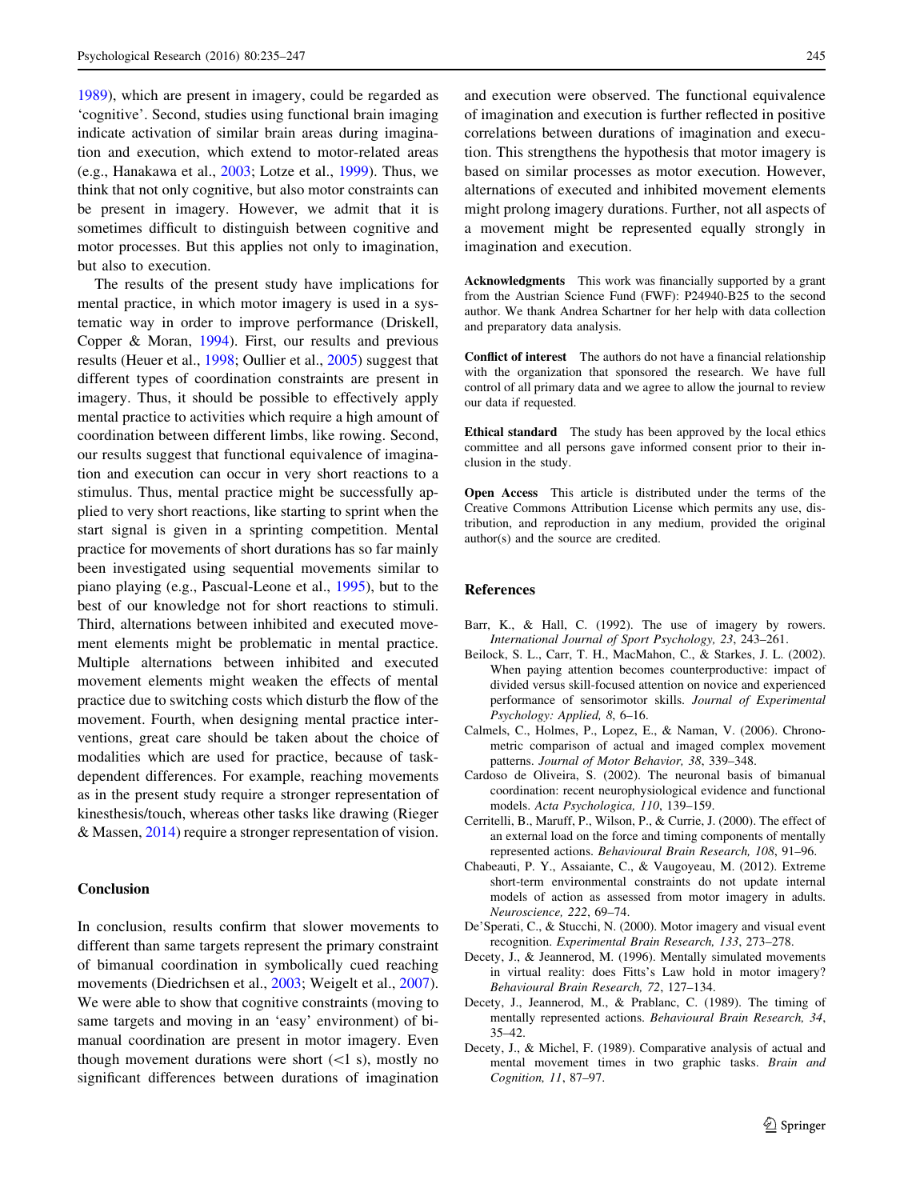1989), which are present in imagery, could be regarded as 'cognitive'. Second, studies using functional brain imaging indicate activation of similar brain areas during imagination and execution, which extend to motor-related areas (e.g., Hanakawa et al., 2003; Lotze et al., 1999). Thus, we think that not only cognitive, but also motor constraints can be present in imagery. However, we admit that it is sometimes difficult to distinguish between cognitive and motor processes. But this applies not only to imagination, but also to execution.

The results of the present study have implications for mental practice, in which motor imagery is used in a systematic way in order to improve performance (Driskell, Copper & Moran, 1994). First, our results and previous results (Heuer et al., 1998; Oullier et al., 2005) suggest that different types of coordination constraints are present in imagery. Thus, it should be possible to effectively apply mental practice to activities which require a high amount of coordination between different limbs, like rowing. Second, our results suggest that functional equivalence of imagination and execution can occur in very short reactions to a stimulus. Thus, mental practice might be successfully applied to very short reactions, like starting to sprint when the start signal is given in a sprinting competition. Mental practice for movements of short durations has so far mainly been investigated using sequential movements similar to piano playing (e.g., Pascual-Leone et al., 1995), but to the best of our knowledge not for short reactions to stimuli. Third, alternations between inhibited and executed movement elements might be problematic in mental practice. Multiple alternations between inhibited and executed movement elements might weaken the effects of mental practice due to switching costs which disturb the flow of the movement. Fourth, when designing mental practice interventions, great care should be taken about the choice of modalities which are used for practice, because of task-dependent differences. For example, reaching movements as in the present study require a stronger representation of kinesthesis/touch, whereas other tasks like drawing (Rieger & Massen, 2014) require a stronger representation of vision.

## Conclusion

In conclusion, results confirm that slower movements to different than same targets represent the primary constraint of bimanual coordination in symbolically cued reaching movements (Diedrichsen et al., 2003; Weigelt et al., 2007). We were able to show that cognitive constraints (moving to same targets and moving in an 'easy' environment) of bimanual coordination are present in motor imagery. Even though movement durations were short (<1 s), mostly no significant differences between durations of imagination and execution were observed. The functional equivalence of imagination and execution is further reflected in positive correlations between durations of imagination and execution. This strengthens the hypothesis that motor imagery is based on similar processes as motor execution. However, alternations of executed and inhibited movement elements might prolong imagery durations. Further, not all aspects of a movement might be represented equally strongly in imagination and execution.

**Acknowledgments** This work was financially supported by a grant from the Austrian Science Fund (FWF): P24940-B25 to the second author. We thank Andrea Schartner for her help with data collection and preparatory data analysis.

**Conflict of interest** The authors do not have a financial relationship with the organization that sponsored the research. We have full control of all primary data and we agree to allow the journal to review our data if requested.

**Ethical standard** The study has been approved by the local ethics committee and all persons gave informed consent prior to their inclusion in the study.

**Open Access** This article is distributed under the terms of the Creative Commons Attribution License which permits any use, distribution, and reproduction in any medium, provided the original author(s) and the source are credited.

## References

Barr, K., & Hall, C. (1992). The use of imagery by rowers. *International Journal of Sport Psychology, 23*, 243–261.

Beilock, S. L., Carr, T. H., MacMahon, C., & Starkes, J. L. (2002). When paying attention becomes counterproductive: impact of divided versus skill-focused attention on novice and experienced performance of sensorimotor skills. *Journal of Experimental Psychology: Applied, 8*, 6–16.

Calmels, C., Holmes, P., Lopez, E., & Naman, V. (2006). Chronometric comparison of actual and imaged complex movement patterns. *Journal of Motor Behavior, 38*, 339–348.

Cardoso de Oliveira, S. (2002). The neuronal basis of bimanual coordination: recent neurophysiological evidence and functional models. *Acta Psychologica, 110*, 139–159.

Cerritelli, B., Maruff, P., Wilson, P., & Currie, J. (2000). The effect of an external load on the force and timing components of mentally represented actions. *Behavioural Brain Research, 108*, 91–96.

Chabeauti, P. Y., Assaiante, C., & Vaugoyeau, M. (2012). Extreme short-term environmental constraints do not update internal models of action as assessed from motor imagery in adults. *Neuroscience, 222*, 69–74.

De'Sperati, C., & Stucchi, N. (2000). Motor imagery and visual event recognition. *Experimental Brain Research, 133*, 273–278.

Decety, J., & Jeannerod, M. (1996). Mentally simulated movements in virtual reality: does Fitts's Law hold in motor imagery? *Behavioural Brain Research, 72*, 127–134.

Decety, J., Jeannerod, M., & Prablanc, C. (1989). The timing of mentally represented actions. *Behavioural Brain Research, 34*, 35–42.

Decety, J., & Michel, F. (1989). Comparative analysis of actual and mental movement times in two graphic tasks. *Brain and Cognition, 11*, 87–97.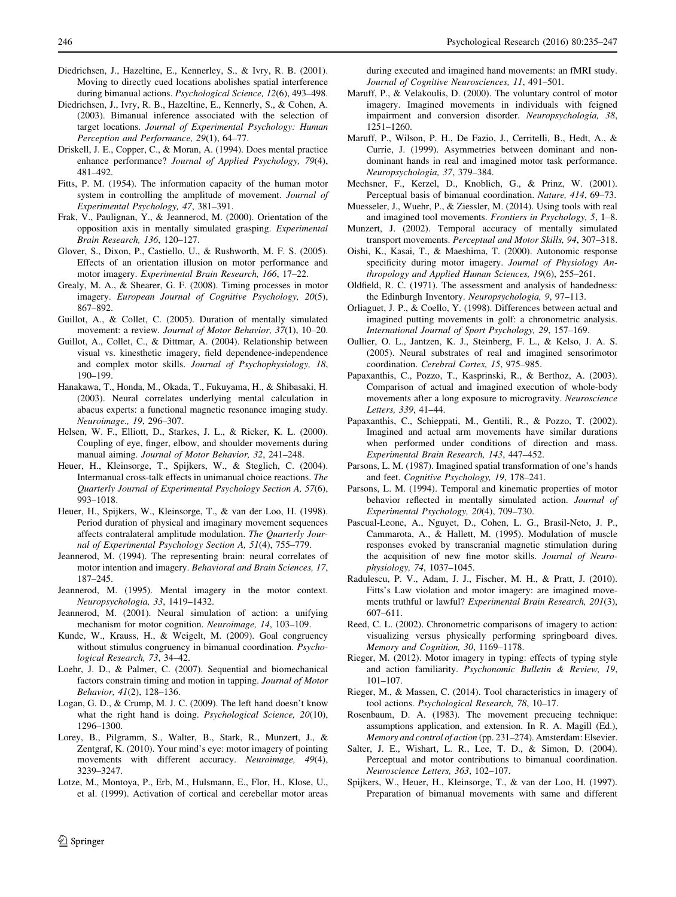Diedrichsen, J., Hazeltine, E., Kennerley, S., & Ivry, R. B. (2001). Moving to directly cued locations abolishes spatial interference during bimanual actions. *Psychological Science, 12*(6), 493–498.

Diedrichsen, J., Ivry, R. B., Hazeltine, E., Kennerly, S., & Cohen, A. (2003). Bimanual inference associated with the selection of target locations. *Journal of Experimental Psychology: Human Perception and Performance, 29*(1), 64–77.

Driskell, J. E., Copper, C., & Moran, A. (1994). Does mental practice enhance performance? *Journal of Applied Psychology, 79*(4), 481–492.

Fitts, P. M. (1954). The information capacity of the human motor system in controlling the amplitude of movement. *Journal of Experimental Psychology, 47*, 381–391.

Frak, V., Paulignan, Y., & Jeannerod, M. (2000). Orientation of the opposition axis in mentally simulated grasping. *Experimental Brain Research, 136*, 120–127.

Glover, S., Dixon, P., Castiello, U., & Rushworth, M. F. S. (2005). Effects of an orientation illusion on motor performance and motor imagery. *Experimental Brain Research, 166*, 17–22.

Grealy, M. A., & Shearer, G. F. (2008). Timing processes in motor imagery. *European Journal of Cognitive Psychology, 20*(5), 867–892.

Guillot, A., & Collet, C. (2005). Duration of mentally simulated movement: a review. *Journal of Motor Behavior, 37*(1), 10–20.

Guillot, A., Collet, C., & Dittmar, A. (2004). Relationship between visual vs. kinesthetic imagery, field dependence-independence and complex motor skills. *Journal of Psychophysiology, 18*, 190–199.

Hanakawa, T., Honda, M., Okada, T., Fukuyama, H., & Shibasaki, H. (2003). Neural correlates underlying mental calculation in abacus experts: a functional magnetic resonance imaging study. *Neuroimage., 19*, 296–307.

Helsen, W. F., Elliott, D., Starkes, J. L., & Ricker, K. L. (2000). Coupling of eye, finger, elbow, and shoulder movements during manual aiming. *Journal of Motor Behavior, 32*, 241–248.

Heuer, H., Kleinsorge, T., Spijkers, W., & Steglich, C. (2004). Intermanual cross-talk effects in unimanual choice reactions. *The Quarterly Journal of Experimental Psychology Section A, 57*(6), 993–1018.

Heuer, H., Spijkers, W., Kleinsorge, T., & van der Loo, H. (1998). Period duration of physical and imaginary movement sequences affects contralateral amplitude modulation. *The Quarterly Journal of Experimental Psychology Section A, 51*(4), 755–779.

Jeannerod, M. (1994). The representing brain: neural correlates of motor intention and imagery. *Behavioral and Brain Sciences, 17*, 187–245.

Jeannerod, M. (1995). Mental imagery in the motor context. *Neuropsychologia, 33*, 1419–1432.

Jeannerod, M. (2001). Neural simulation of action: a unifying mechanism for motor cognition. *Neuroimage, 14*, 103–109.

Kunde, W., Krauss, H., & Weigelt, M. (2009). Goal congruency without stimulus congruency in bimanual coordination. *Psychological Research, 73*, 34–42.

Loehr, J. D., & Palmer, C. (2007). Sequential and biomechanical factors constrain timing and motion in tapping. *Journal of Motor Behavior, 41*(2), 128–136.

Logan, G. D., & Crump, M. J. C. (2009). The left hand doesn't know what the right hand is doing. *Psychological Science, 20*(10), 1296–1300.

Lorey, B., Pilgramm, S., Walter, B., Stark, R., Munzert, J., & Zentgraf, K. (2010). Your mind's eye: motor imagery of pointing movements with different accuracy. *Neuroimage, 49*(4), 3239–3247.

Lotze, M., Montoya, P., Erb, M., Hulsmann, E., Flor, H., Klose, U., et al. (1999). Activation of cortical and cerebellar motor areas during executed and imagined hand movements: an fMRI study. *Journal of Cognitive Neurosciences, 11*, 491–501.

Maruff, P., & Velakoulis, D. (2000). The voluntary control of motor imagery. Imagined movements in individuals with feigned impairment and conversion disorder. *Neuropsychologia, 38*, 1251–1260.

Maruff, P., Wilson, P. H., De Fazio, J., Cerritelli, B., Hedt, A., & Currie, J. (1999). Asymmetries between dominant and non-dominant hands in real and imagined motor task performance. *Neuropsychologia, 37*, 379–384.

Mechsner, F., Kerzel, D., Knoblich, G., & Prinz, W. (2001). Perceptual basis of bimanual coordination. *Nature, 414*, 69–73.

Muesseler, J., Wuehr, P., & Ziessler, M. (2014). Using tools with real and imagined tool movements. *Frontiers in Psychology, 5*, 1–8.

Munzert, J. (2002). Temporal accuracy of mentally simulated transport movements. *Perceptual and Motor Skills, 94*, 307–318.

Oishi, K., Kasai, T., & Maeshima, T. (2000). Autonomic response specificity during motor imagery. *Journal of Physiology Anthropology and Applied Human Sciences, 19*(6), 255–261.

Oldfield, R. C. (1971). The assessment and analysis of handedness: the Edinburgh Inventory. *Neuropsychologia, 9*, 97–113.

Orliaguet, J. P., & Coello, Y. (1998). Differences between actual and imagined putting movements in golf: a chronometric analysis. *International Journal of Sport Psychology, 29*, 157–169.

Oullier, O. L., Jantzen, K. J., Steinberg, F. L., & Kelso, J. A. S. (2005). Neural substrates of real and imagined sensorimotor coordination. *Cerebral Cortex, 15*, 975–985.

Papaxanthis, C., Pozzo, T., Kasprinski, R., & Berthoz, A. (2003). Comparison of actual and imagined execution of whole-body movements after a long exposure to microgravity. *Neuroscience Letters, 339*, 41–44.

Papaxanthis, C., Schieppati, M., Gentili, R., & Pozzo, T. (2002). Imagined and actual arm movements have similar durations when performed under conditions of direction and mass. *Experimental Brain Research, 143*, 447–452.

Parsons, L. M. (1987). Imagined spatial transformation of one's hands and feet. *Cognitive Psychology, 19*, 178–241.

Parsons, L. M. (1994). Temporal and kinematic properties of motor behavior reflected in mentally simulated action. *Journal of Experimental Psychology, 20*(4), 709–730.

Pascual-Leone, A., Nguyet, D., Cohen, L. G., Brasil-Neto, J. P., Cammarota, A., & Hallett, M. (1995). Modulation of muscle responses evoked by transcranial magnetic stimulation during the acquisition of new fine motor skills. *Journal of Neurophysiology, 74*, 1037–1045.

Radulescu, P. V., Adam, J. J., Fischer, M. H., & Pratt, J. (2010). Fitts's Law violation and motor imagery: are imagined movements truthful or lawful? *Experimental Brain Research, 201*(3), 607–611.

Reed, C. L. (2002). Chronometric comparisons of imagery to action: visualizing versus physically performing springboard dives. *Memory and Cognition, 30*, 1169–1178.

Rieger, M. (2012). Motor imagery in typing: effects of typing style and action familiarity. *Psychonomic Bulletin & Review, 19*, 101–107.

Rieger, M., & Massen, C. (2014). Tool characteristics in imagery of tool actions. *Psychological Research, 78*, 10–17.

Rosenbaum, D. A. (1983). The movement precueing technique: assumptions application, and extension. In R. A. Magill (Ed.), *Memory and control of action* (pp. 231–274). Amsterdam: Elsevier.

Salter, J. E., Wishart, L. R., Lee, T. D., & Simon, D. (2004). Perceptual and motor contributions to bimanual coordination. *Neuroscience Letters, 363*, 102–107.

Spijkers, W., Heuer, H., Kleinsorge, T., & van der Loo, H. (1997). Preparation of bimanual movements with same and different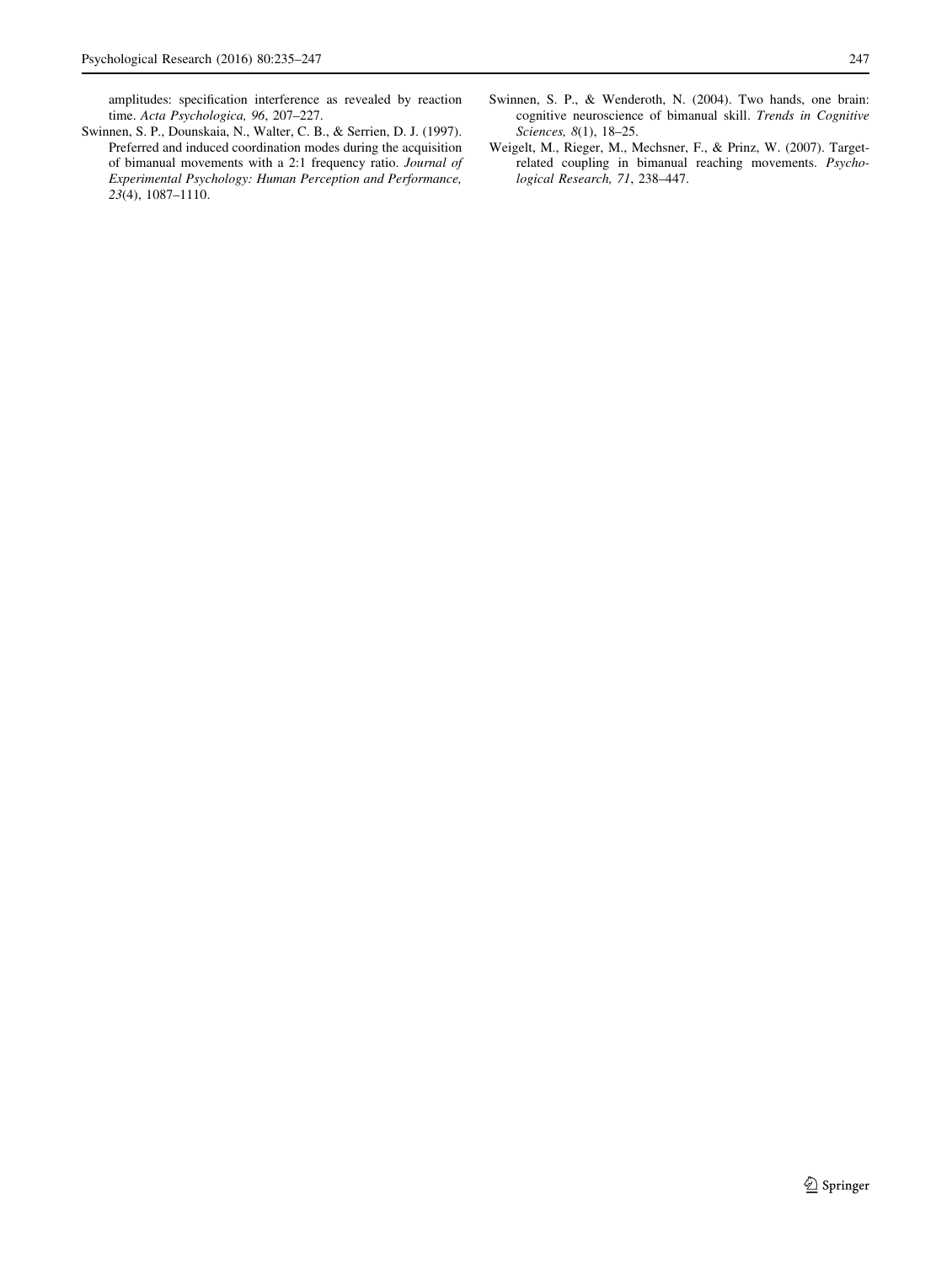amplitudes: specification interference as revealed by reaction time. *Acta Psychologica, 96*, 207–227.

Swinnen, S. P., Dounskaia, N., Walter, C. B., & Serrien, D. J. (1997). Preferred and induced coordination modes during the acquisition of bimanual movements with a 2:1 frequency ratio. *Journal of Experimental Psychology: Human Perception and Performance, 23*(4), 1087–1110.

Swinnen, S. P., & Wenderoth, N. (2004). Two hands, one brain: cognitive neuroscience of bimanual skill. *Trends in Cognitive Sciences, 8*(1), 18–25.

Weigelt, M., Rieger, M., Mechsner, F., & Prinz, W. (2007). Target-related coupling in bimanual reaching movements. *Psychological Research, 71*, 238–447.